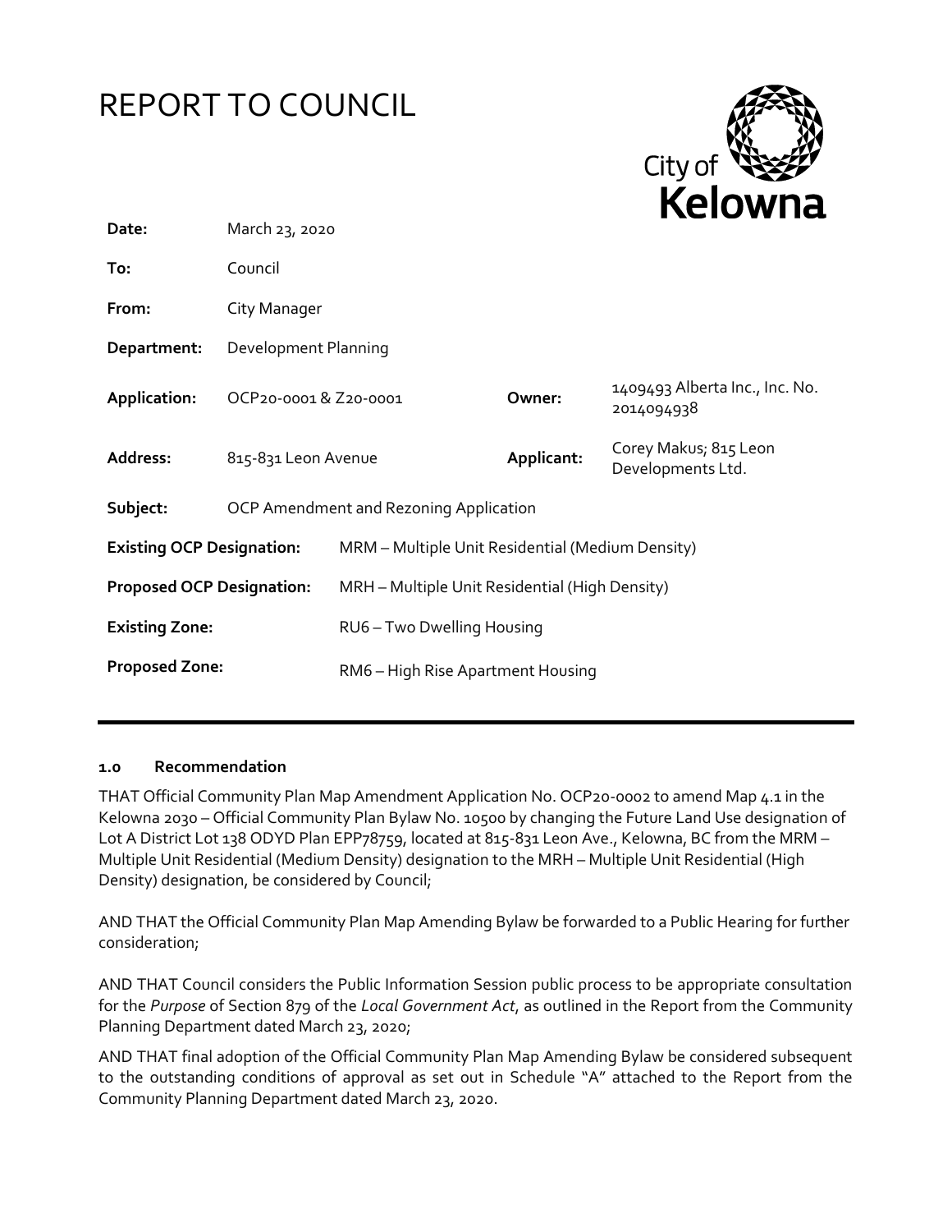# REPORT TO COUNCIL

| | | | |
|---|---|---|---|
| **Date:** | March 23, 2020 | | |
| **To:** | Council | | |
| **From:** | City Manager | | |
| **Department:** | Development Planning | | |
| **Application:** | OCP20-0001 & Z20-0001 | **Owner:** | 1409493 Alberta Inc., Inc. No. 2014094938 |
| **Address:** | 815-831 Leon Avenue | **Applicant:** | Corey Makus; 815 Leon Developments Ltd. |
| **Subject:** | OCP Amendment and Rezoning Application | | |
| **Existing OCP Designation:** | MRM – Multiple Unit Residential (Medium Density) | | |
| **Proposed OCP Designation:** | MRH – Multiple Unit Residential (High Density) | | |
| **Existing Zone:** | RU6 – Two Dwelling Housing | | |
| **Proposed Zone:** | RM6 – High Rise Apartment Housing | | |

## 1.0 Recommendation

THAT Official Community Plan Map Amendment Application No. OCP20-0002 to amend Map 4.1 in the Kelowna 2030 – Official Community Plan Bylaw No. 10500 by changing the Future Land Use designation of Lot A District Lot 138 ODYD Plan EPP78759, located at 815-831 Leon Ave., Kelowna, BC from the MRM – Multiple Unit Residential (Medium Density) designation to the MRH – Multiple Unit Residential (High Density) designation, be considered by Council;

AND THAT the Official Community Plan Map Amending Bylaw be forwarded to a Public Hearing for further consideration;

AND THAT Council considers the Public Information Session public process to be appropriate consultation for the *Purpose* of Section 879 of the *Local Government Act*, as outlined in the Report from the Community Planning Department dated March 23, 2020;

AND THAT final adoption of the Official Community Plan Map Amending Bylaw be considered subsequent to the outstanding conditions of approval as set out in Schedule "A" attached to the Report from the Community Planning Department dated March 23, 2020.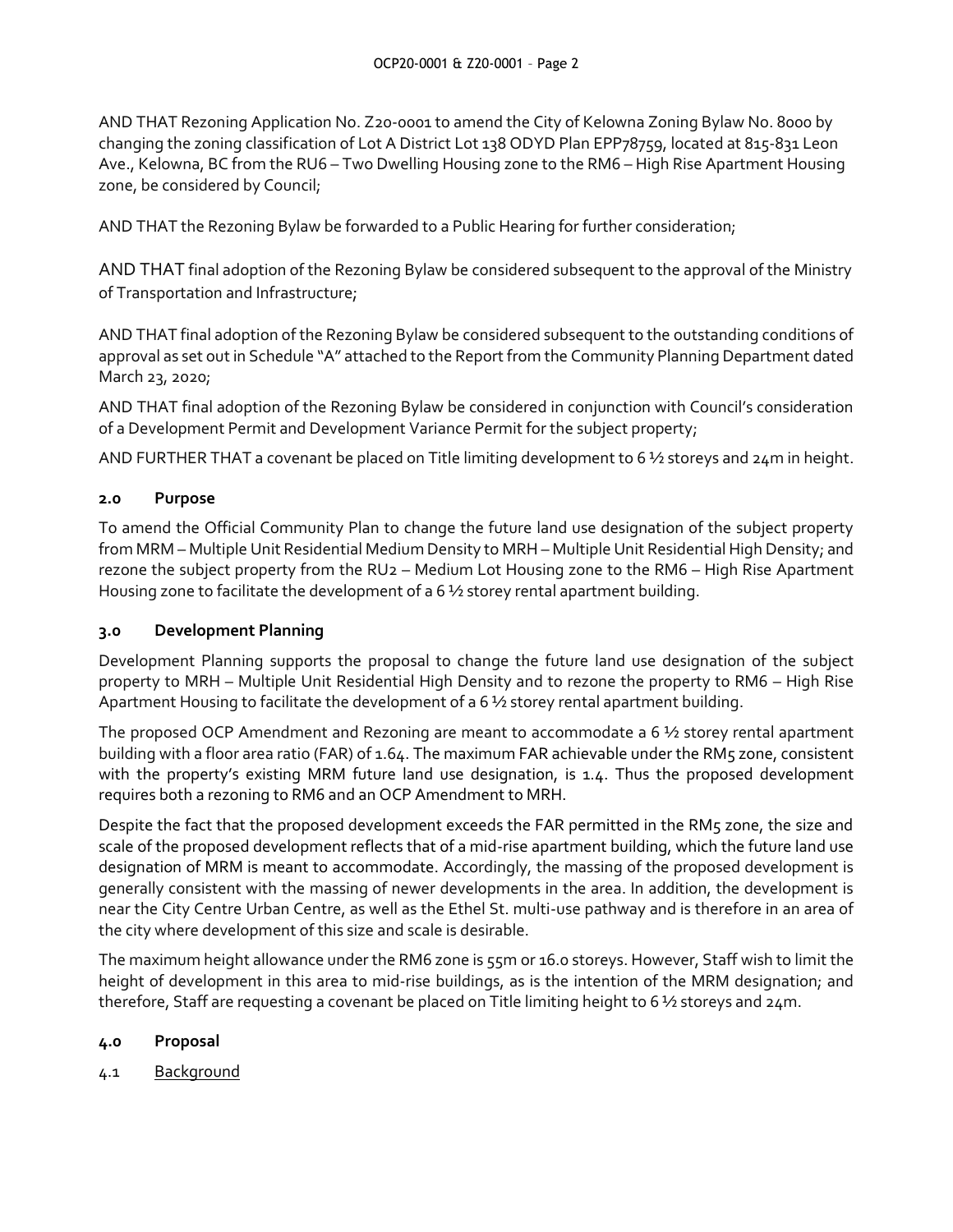AND THAT Rezoning Application No. Z20-0001 to amend the City of Kelowna Zoning Bylaw No. 8000 by changing the zoning classification of Lot A District Lot 138 ODYD Plan EPP78759, located at 815-831 Leon Ave., Kelowna, BC from the RU6 – Two Dwelling Housing zone to the RM6 – High Rise Apartment Housing zone, be considered by Council;

AND THAT the Rezoning Bylaw be forwarded to a Public Hearing for further consideration;

AND THAT final adoption of the Rezoning Bylaw be considered subsequent to the approval of the Ministry of Transportation and Infrastructure;

AND THAT final adoption of the Rezoning Bylaw be considered subsequent to the outstanding conditions of approval as set out in Schedule "A" attached to the Report from the Community Planning Department dated March 23, 2020;

AND THAT final adoption of the Rezoning Bylaw be considered in conjunction with Council's consideration of a Development Permit and Development Variance Permit for the subject property;

AND FURTHER THAT a covenant be placed on Title limiting development to 6 ½ storeys and 24m in height.

## 2.0 Purpose

To amend the Official Community Plan to change the future land use designation of the subject property from MRM – Multiple Unit Residential Medium Density to MRH – Multiple Unit Residential High Density; and rezone the subject property from the RU2 – Medium Lot Housing zone to the RM6 – High Rise Apartment Housing zone to facilitate the development of a 6 ½ storey rental apartment building.

## 3.0 Development Planning

Development Planning supports the proposal to change the future land use designation of the subject property to MRH – Multiple Unit Residential High Density and to rezone the property to RM6 – High Rise Apartment Housing to facilitate the development of a 6 ½ storey rental apartment building.

The proposed OCP Amendment and Rezoning are meant to accommodate a 6 ½ storey rental apartment building with a floor area ratio (FAR) of 1.64. The maximum FAR achievable under the RM5 zone, consistent with the property's existing MRM future land use designation, is 1.4. Thus the proposed development requires both a rezoning to RM6 and an OCP Amendment to MRH.

Despite the fact that the proposed development exceeds the FAR permitted in the RM5 zone, the size and scale of the proposed development reflects that of a mid-rise apartment building, which the future land use designation of MRM is meant to accommodate. Accordingly, the massing of the proposed development is generally consistent with the massing of newer developments in the area. In addition, the development is near the City Centre Urban Centre, as well as the Ethel St. multi-use pathway and is therefore in an area of the city where development of this size and scale is desirable.

The maximum height allowance under the RM6 zone is 55m or 16.0 storeys. However, Staff wish to limit the height of development in this area to mid-rise buildings, as is the intention of the MRM designation; and therefore, Staff are requesting a covenant be placed on Title limiting height to 6 ½ storeys and 24m.

## 4.0 Proposal

### 4.1 Background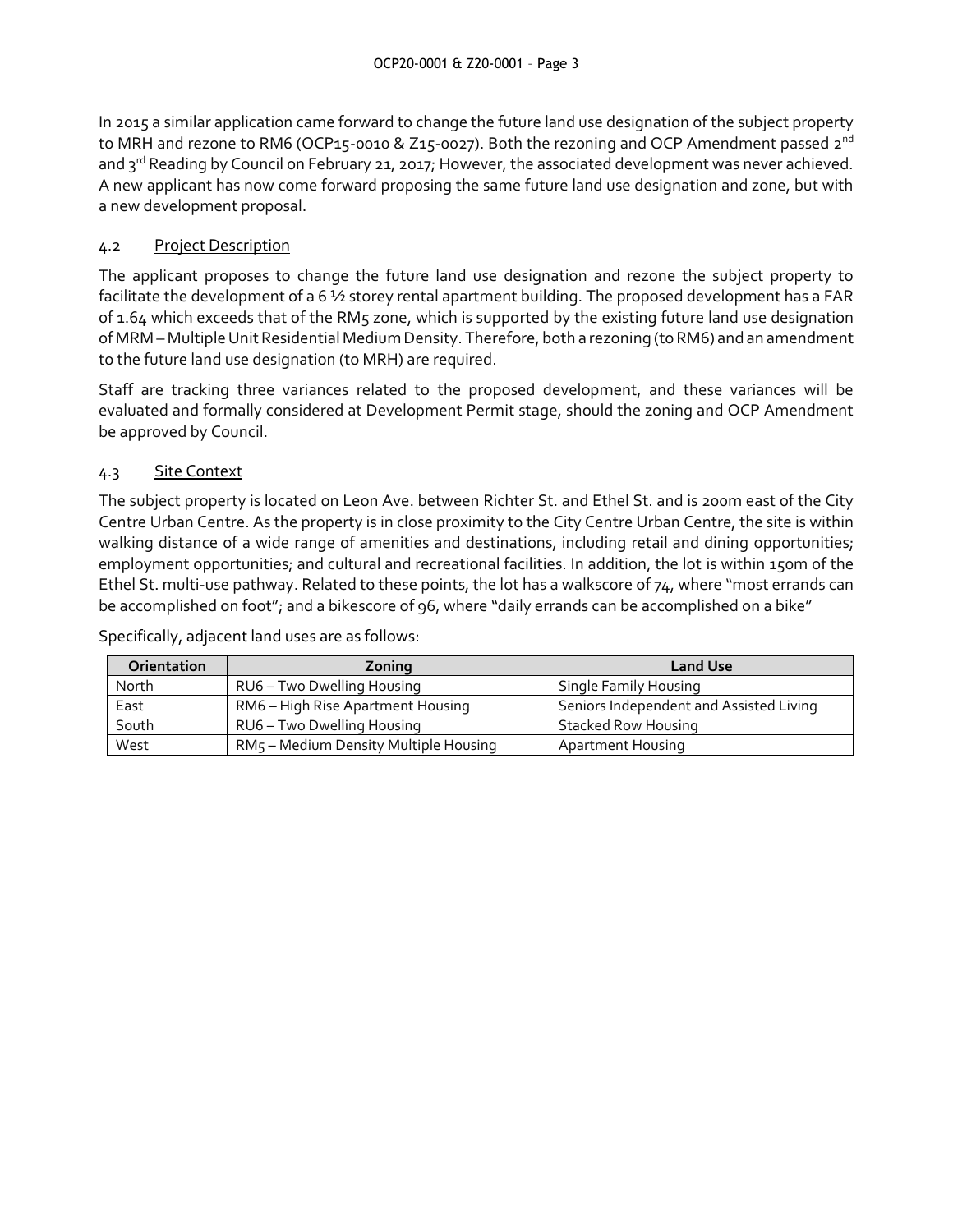In 2015 a similar application came forward to change the future land use designation of the subject property to MRH and rezone to RM6 (OCP15-0010 & Z15-0027). Both the rezoning and OCP Amendment passed 2nd and 3rd Reading by Council on February 21, 2017; However, the associated development was never achieved. A new applicant has now come forward proposing the same future land use designation and zone, but with a new development proposal.

### 4.2 Project Description

The applicant proposes to change the future land use designation and rezone the subject property to facilitate the development of a 6 ½ storey rental apartment building. The proposed development has a FAR of 1.64 which exceeds that of the RM5 zone, which is supported by the existing future land use designation of MRM – Multiple Unit Residential Medium Density. Therefore, both a rezoning (to RM6) and an amendment to the future land use designation (to MRH) are required.

Staff are tracking three variances related to the proposed development, and these variances will be evaluated and formally considered at Development Permit stage, should the zoning and OCP Amendment be approved by Council.

### 4.3 Site Context

The subject property is located on Leon Ave. between Richter St. and Ethel St. and is 200m east of the City Centre Urban Centre. As the property is in close proximity to the City Centre Urban Centre, the site is within walking distance of a wide range of amenities and destinations, including retail and dining opportunities; employment opportunities; and cultural and recreational facilities. In addition, the lot is within 150m of the Ethel St. multi-use pathway. Related to these points, the lot has a walkscore of 74, where "most errands can be accomplished on foot"; and a bikescore of 96, where "daily errands can be accomplished on a bike"

Specifically, adjacent land uses are as follows:

| Orientation | Zoning | Land Use |
|---|---|---|
| North | RU6 – Two Dwelling Housing | Single Family Housing |
| East | RM6 – High Rise Apartment Housing | Seniors Independent and Assisted Living |
| South | RU6 – Two Dwelling Housing | Stacked Row Housing |
| West | RM5 – Medium Density Multiple Housing | Apartment Housing |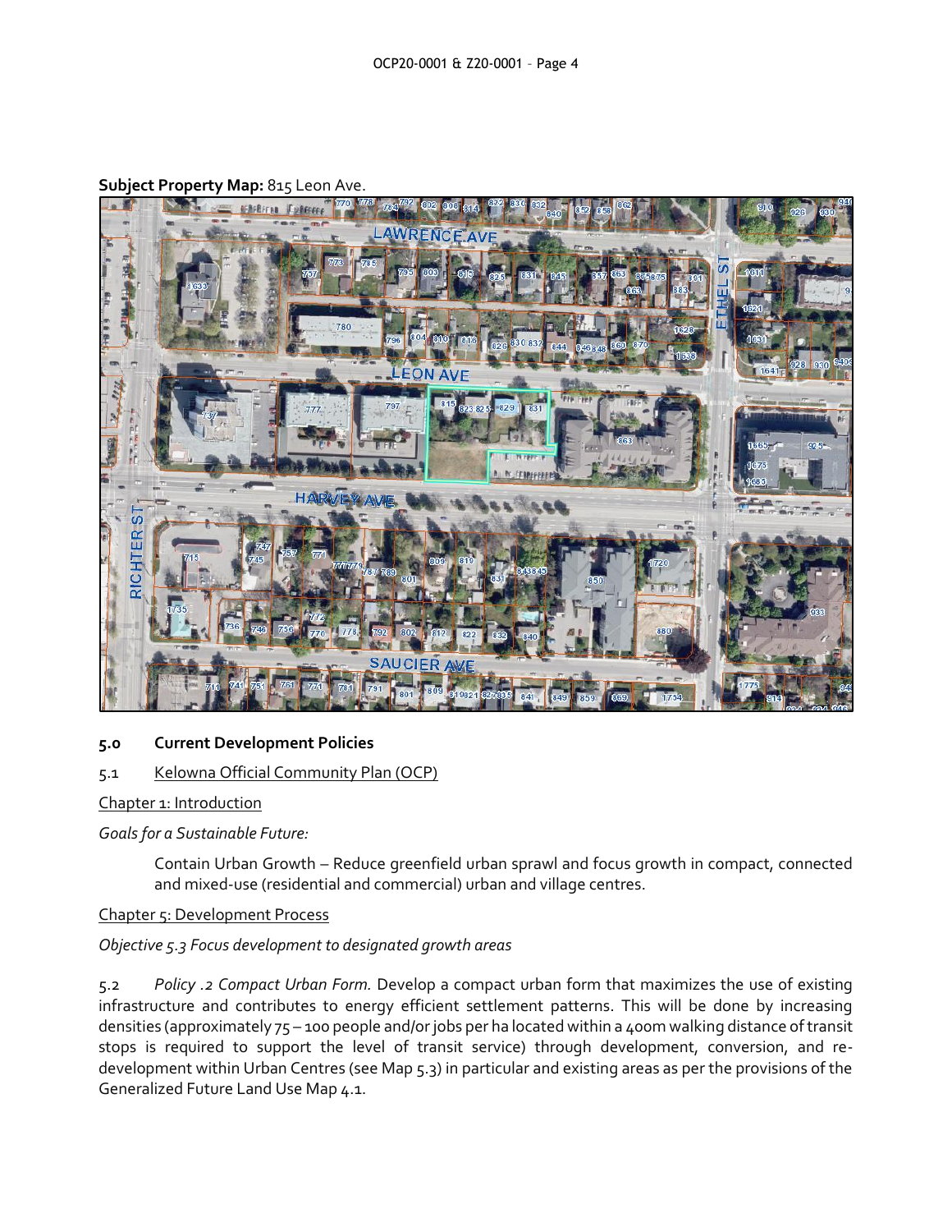**Subject Property Map:** 815 Leon Ave.

## 5.0 Current Development Policies

### 5.1 Kelowna Official Community Plan (OCP)

Chapter 1: Introduction

*Goals for a Sustainable Future:*

> Contain Urban Growth – Reduce greenfield urban sprawl and focus growth in compact, connected and mixed-use (residential and commercial) urban and village centres.

Chapter 5: Development Process

*Objective 5.3 Focus development to designated growth areas*

5.2 *Policy .2 Compact Urban Form.* Develop a compact urban form that maximizes the use of existing infrastructure and contributes to energy efficient settlement patterns. This will be done by increasing densities (approximately 75 – 100 people and/or jobs per ha located within a 400m walking distance of transit stops is required to support the level of transit service) through development, conversion, and re-development within Urban Centres (see Map 5.3) in particular and existing areas as per the provisions of the Generalized Future Land Use Map 4.1.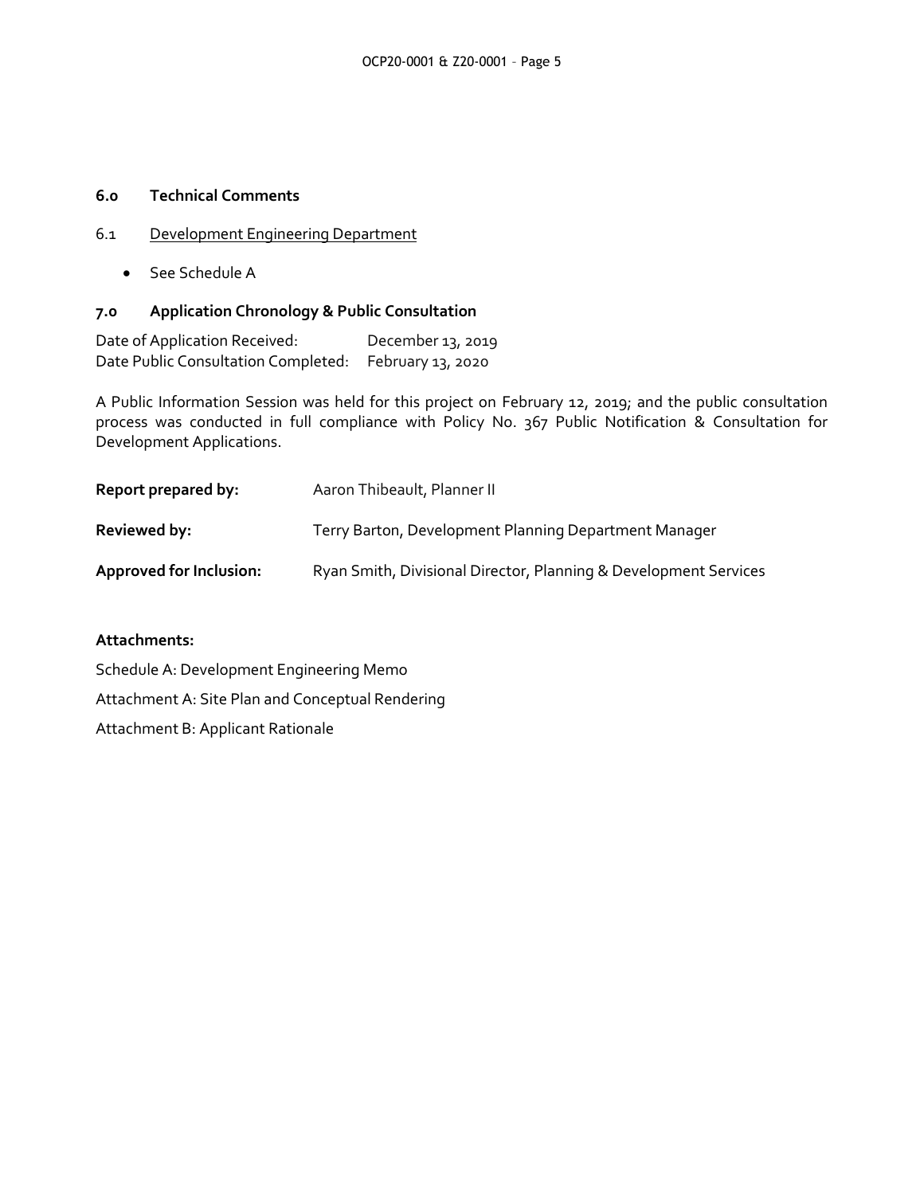## 6.0 Technical Comments

6.1 Development Engineering Department

- See Schedule A

## 7.0 Application Chronology & Public Consultation

| | |
|---|---|
| Date of Application Received: | December 13, 2019 |
| Date Public Consultation Completed: | February 13, 2020 |

A Public Information Session was held for this project on February 12, 2019; and the public consultation process was conducted in full compliance with Policy No. 367 Public Notification & Consultation for Development Applications.

| | |
|---|---|
| **Report prepared by:** | Aaron Thibeault, Planner II |
| **Reviewed by:** | Terry Barton, Development Planning Department Manager |
| **Approved for Inclusion:** | Ryan Smith, Divisional Director, Planning & Development Services |

**Attachments:**

Schedule A: Development Engineering Memo

Attachment A: Site Plan and Conceptual Rendering

Attachment B: Applicant Rationale